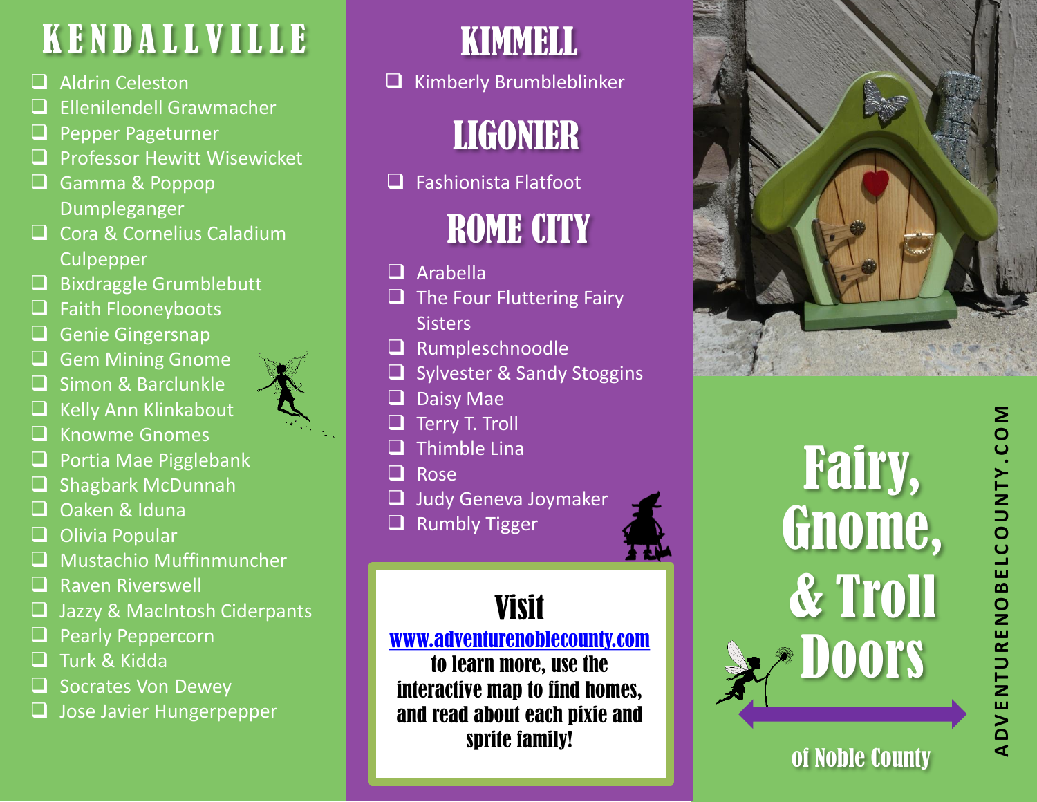# KENDALLVILLE

- ❑ Aldrin Celeston
- ❑ Ellenilendell Grawmacher
- ❑ Pepper Pageturner
- ❑ Professor Hewitt Wisewicket
- ❑ Gamma & Poppop Dumpleganger
- ❑ Cora & Cornelius Caladium Culpepper
- ❑ Bixdraggle Grumblebutt
- ❑ Faith Flooneyboots
- ❑ Genie Gingersnap
- ❑ Gem Mining Gnome
- ❑ Simon & Barclunkle
- ❑ Kelly Ann Klinkabout
- ❑ Knowme Gnomes
- ❑ Portia Mae Pigglebank
- ❑ Shagbark McDunnah
- ❑ Oaken & Iduna
- ❑ Olivia Popular
- ❑ Mustachio Muffinmuncher
- ❑ Raven Riverswell
- ❑ Jazzy & MacIntosh Ciderpants
- ❑ Pearly Peppercorn
- ❑ Turk & Kidda
- ❑ Socrates Von Dewey
- ❑ Jose Javier Hungerpepper

# KIMMELL

- ❑ Kimberly Brumbleblinker

# LIGONIER

- ❑ Fashionista Flatfoot

# ROME CITY

- ❑ Arabella
- ❑ The Four Fluttering Fairy Sisters
- ❑ Rumpleschnoodle
- ❑ Sylvester & Sandy Stoggins
- ❑ Daisy Mae
- ❑ Terry T. Troll
- ❑ Thimble Lina
- ❑ Rose
- ❑ Judy Geneva Joymaker
- ❑ Rumbly Tigger

**Visit**
**www.adventurenoblecounty.com**
**to learn more, use the interactive map to find homes, and read about each pixie and sprite family!**

# Fairy, Gnome, & Troll Doors

**of Noble County**

ADVENTURENOBLECOUNTY.COM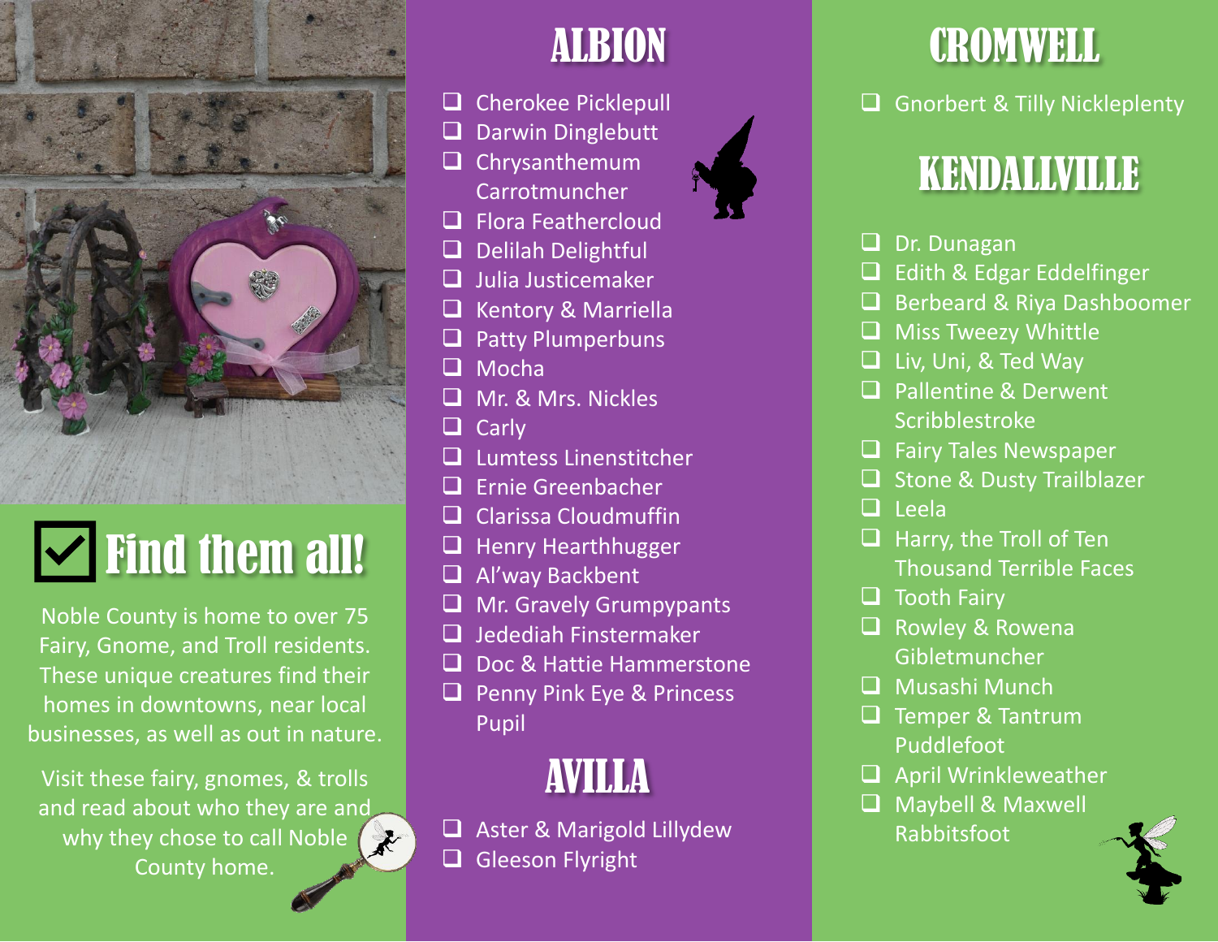# Find them all!

Noble County is home to over 75 Fairy, Gnome, and Troll residents. These unique creatures find their homes in downtowns, near local businesses, as well as out in nature.

Visit these fairy, gnomes, & trolls and read about who they are and why they chose to call Noble County home.

## ALBION

- [ ] Cherokee Picklepull
- [ ] Darwin Dinglebutt
- [ ] Chrysanthemum Carrotmuncher
- [ ] Flora Feathercloud
- [ ] Delilah Delightful
- [ ] Julia Justicemaker
- [ ] Kentory & Marriella
- [ ] Patty Plumperbuns
- [ ] Mocha
- [ ] Mr. & Mrs. Nickles
- [ ] Carly
- [ ] Lumtess Linenstitcher
- [ ] Ernie Greenbacher
- [ ] Clarissa Cloudmuffin
- [ ] Henry Hearthhugger
- [ ] Al'way Backbent
- [ ] Mr. Gravely Grumpypants
- [ ] Jedediah Finstermaker
- [ ] Doc & Hattie Hammerstone
- [ ] Penny Pink Eye & Princess Pupil

## AVILLA

- [ ] Aster & Marigold Lillydew
- [ ] Gleeson Flyright

## CROMWELL

- [ ] Gnorbert & Tilly Nickleplenty

## KENDALLVILLE

- [ ] Dr. Dunagan
- [ ] Edith & Edgar Eddelfinger
- [ ] Berbeard & Riya Dashboomer
- [ ] Miss Tweezy Whittle
- [ ] Liv, Uni, & Ted Way
- [ ] Pallentine & Derwent Scribblestroke
- [ ] Fairy Tales Newspaper
- [ ] Stone & Dusty Trailblazer
- [ ] Leela
- [ ] Harry, the Troll of Ten Thousand Terrible Faces
- [ ] Tooth Fairy
- [ ] Rowley & Rowena Gibletmuncher
- [ ] Musashi Munch
- [ ] Temper & Tantrum Puddlefoot
- [ ] April Wrinkleweather
- [ ] Maybell & Maxwell Rabbitsfoot